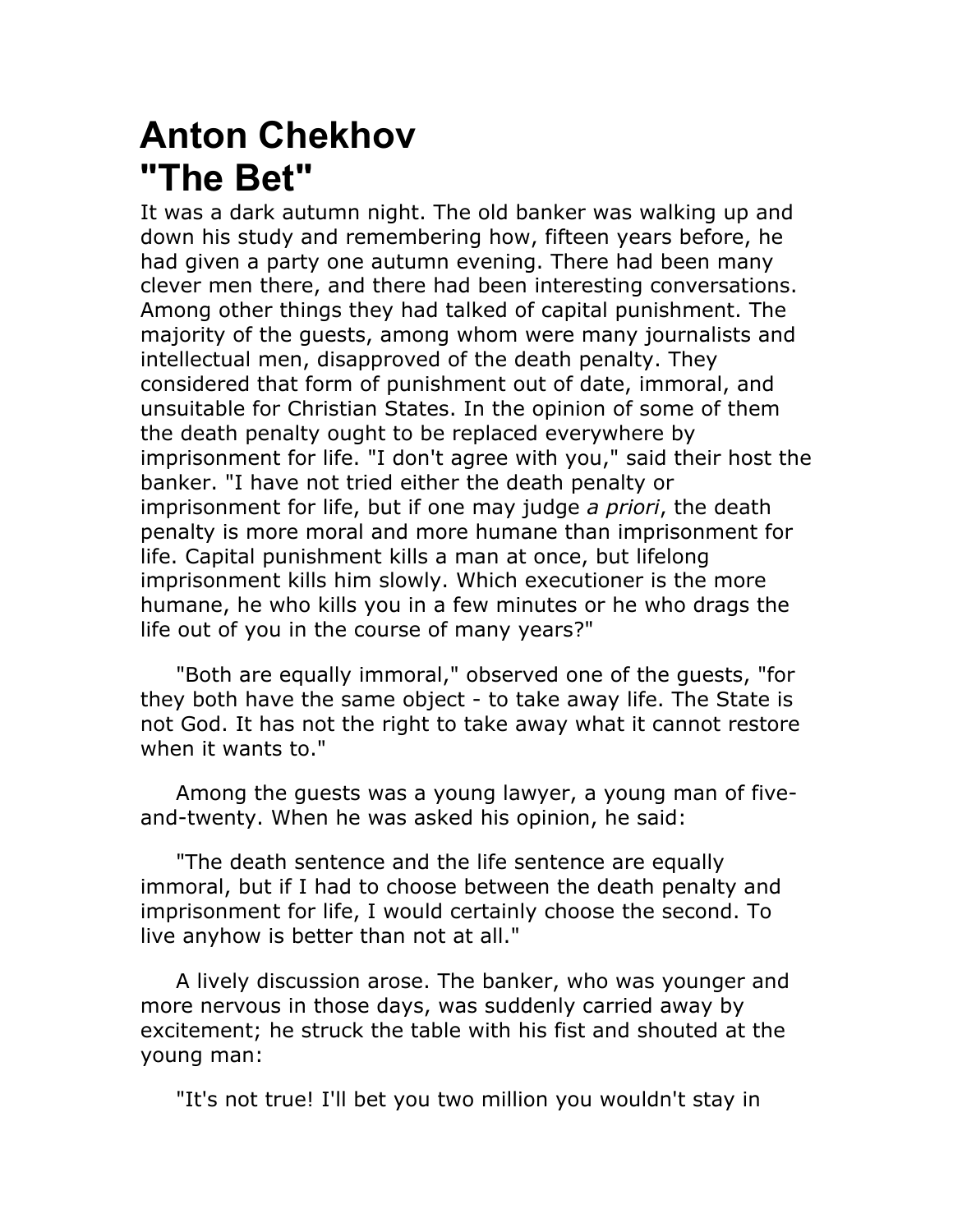# Anton Chekhov
# "The Bet"

It was a dark autumn night. The old banker was walking up and down his study and remembering how, fifteen years before, he had given a party one autumn evening. There had been many clever men there, and there had been interesting conversations. Among other things they had talked of capital punishment. The majority of the guests, among whom were many journalists and intellectual men, disapproved of the death penalty. They considered that form of punishment out of date, immoral, and unsuitable for Christian States. In the opinion of some of them the death penalty ought to be replaced everywhere by imprisonment for life. "I don't agree with you," said their host the banker. "I have not tried either the death penalty or imprisonment for life, but if one may judge *a priori*, the death penalty is more moral and more humane than imprisonment for life. Capital punishment kills a man at once, but lifelong imprisonment kills him slowly. Which executioner is the more humane, he who kills you in a few minutes or he who drags the life out of you in the course of many years?"

"Both are equally immoral," observed one of the guests, "for they both have the same object - to take away life. The State is not God. It has not the right to take away what it cannot restore when it wants to."

Among the guests was a young lawyer, a young man of five-and-twenty. When he was asked his opinion, he said:

"The death sentence and the life sentence are equally immoral, but if I had to choose between the death penalty and imprisonment for life, I would certainly choose the second. To live anyhow is better than not at all."

A lively discussion arose. The banker, who was younger and more nervous in those days, was suddenly carried away by excitement; he struck the table with his fist and shouted at the young man:

"It's not true! I'll bet you two million you wouldn't stay in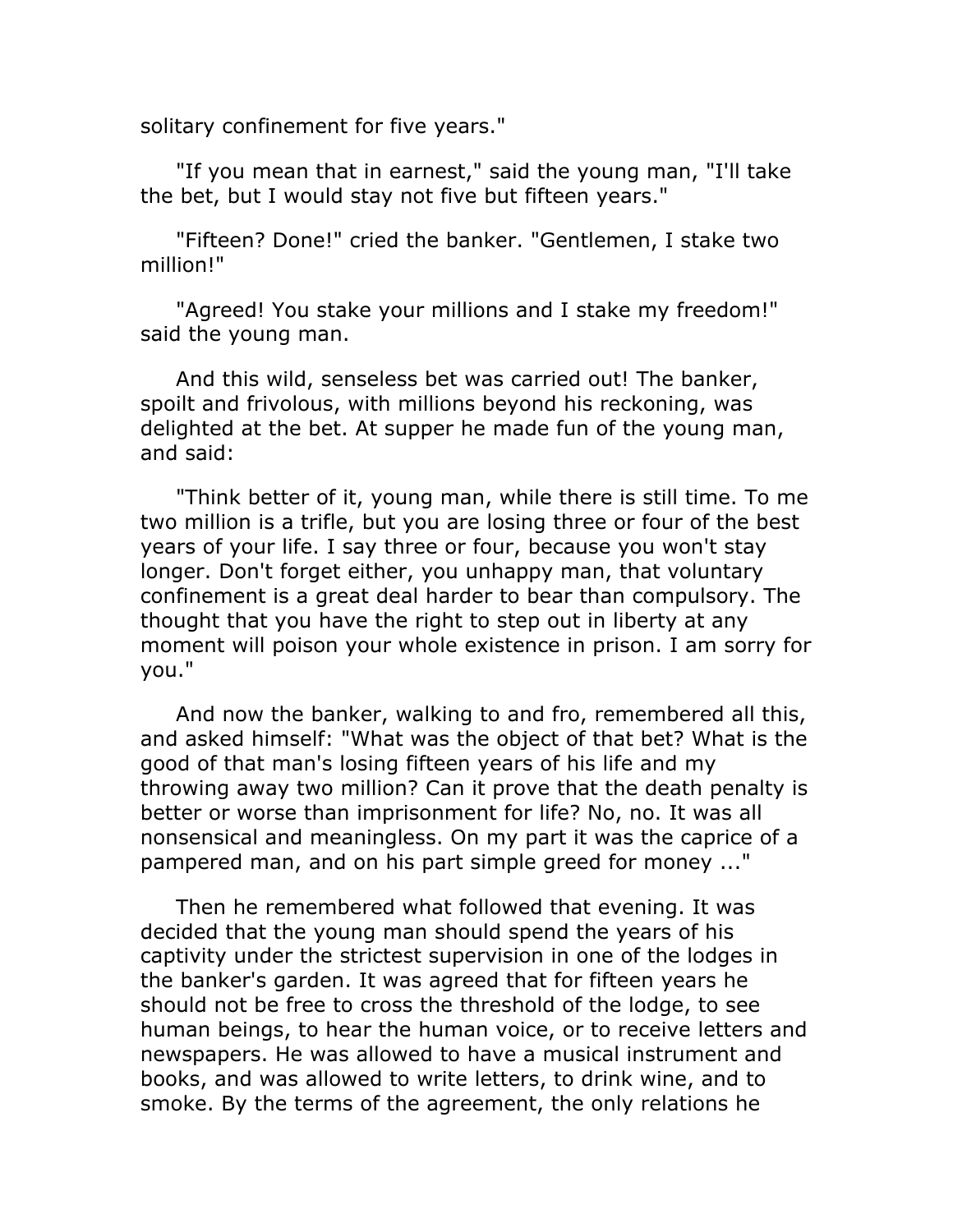solitary confinement for five years."

"If you mean that in earnest," said the young man, "I'll take the bet, but I would stay not five but fifteen years."

"Fifteen? Done!" cried the banker. "Gentlemen, I stake two million!"

"Agreed! You stake your millions and I stake my freedom!" said the young man.

And this wild, senseless bet was carried out! The banker, spoilt and frivolous, with millions beyond his reckoning, was delighted at the bet. At supper he made fun of the young man, and said:

"Think better of it, young man, while there is still time. To me two million is a trifle, but you are losing three or four of the best years of your life. I say three or four, because you won't stay longer. Don't forget either, you unhappy man, that voluntary confinement is a great deal harder to bear than compulsory. The thought that you have the right to step out in liberty at any moment will poison your whole existence in prison. I am sorry for you."

And now the banker, walking to and fro, remembered all this, and asked himself: "What was the object of that bet? What is the good of that man's losing fifteen years of his life and my throwing away two million? Can it prove that the death penalty is better or worse than imprisonment for life? No, no. It was all nonsensical and meaningless. On my part it was the caprice of a pampered man, and on his part simple greed for money ..."

Then he remembered what followed that evening. It was decided that the young man should spend the years of his captivity under the strictest supervision in one of the lodges in the banker's garden. It was agreed that for fifteen years he should not be free to cross the threshold of the lodge, to see human beings, to hear the human voice, or to receive letters and newspapers. He was allowed to have a musical instrument and books, and was allowed to write letters, to drink wine, and to smoke. By the terms of the agreement, the only relations he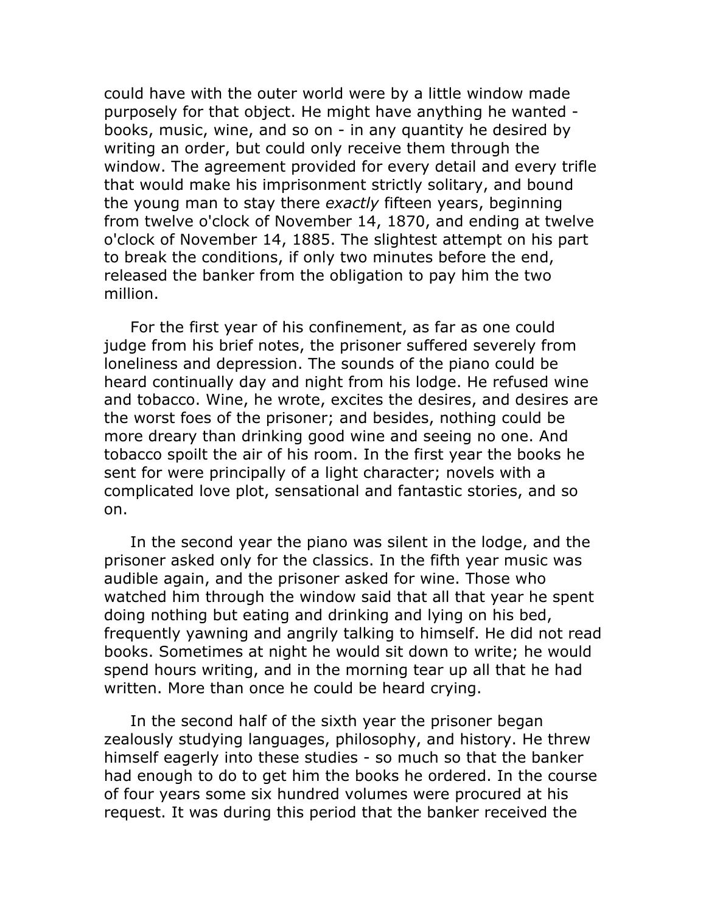could have with the outer world were by a little window made purposely for that object. He might have anything he wanted - books, music, wine, and so on - in any quantity he desired by writing an order, but could only receive them through the window. The agreement provided for every detail and every trifle that would make his imprisonment strictly solitary, and bound the young man to stay there *exactly* fifteen years, beginning from twelve o'clock of November 14, 1870, and ending at twelve o'clock of November 14, 1885. The slightest attempt on his part to break the conditions, if only two minutes before the end, released the banker from the obligation to pay him the two million.

For the first year of his confinement, as far as one could judge from his brief notes, the prisoner suffered severely from loneliness and depression. The sounds of the piano could be heard continually day and night from his lodge. He refused wine and tobacco. Wine, he wrote, excites the desires, and desires are the worst foes of the prisoner; and besides, nothing could be more dreary than drinking good wine and seeing no one. And tobacco spoilt the air of his room. In the first year the books he sent for were principally of a light character; novels with a complicated love plot, sensational and fantastic stories, and so on.

In the second year the piano was silent in the lodge, and the prisoner asked only for the classics. In the fifth year music was audible again, and the prisoner asked for wine. Those who watched him through the window said that all that year he spent doing nothing but eating and drinking and lying on his bed, frequently yawning and angrily talking to himself. He did not read books. Sometimes at night he would sit down to write; he would spend hours writing, and in the morning tear up all that he had written. More than once he could be heard crying.

In the second half of the sixth year the prisoner began zealously studying languages, philosophy, and history. He threw himself eagerly into these studies - so much so that the banker had enough to do to get him the books he ordered. In the course of four years some six hundred volumes were procured at his request. It was during this period that the banker received the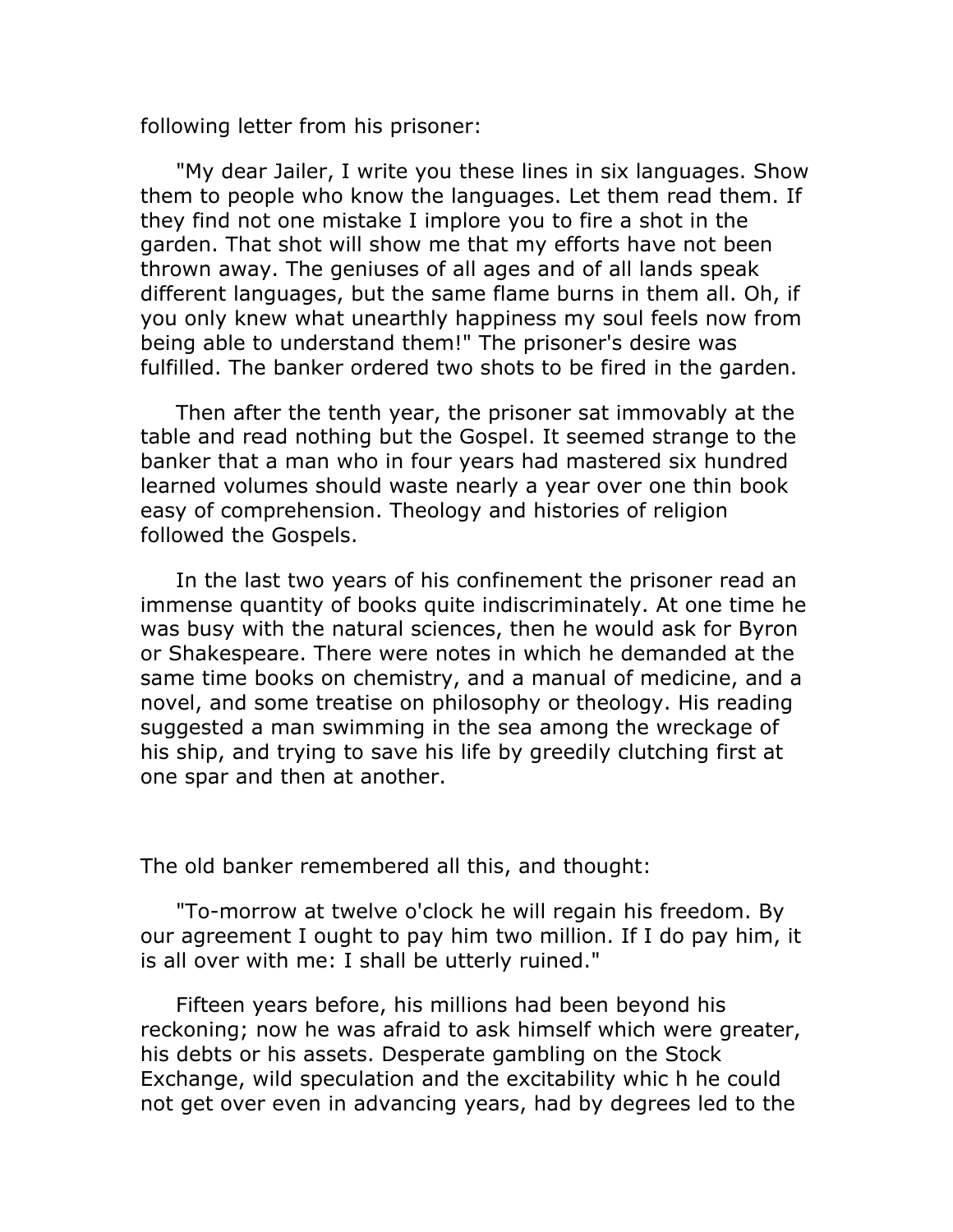following letter from his prisoner:

"My dear Jailer, I write you these lines in six languages. Show them to people who know the languages. Let them read them. If they find not one mistake I implore you to fire a shot in the garden. That shot will show me that my efforts have not been thrown away. The geniuses of all ages and of all lands speak different languages, but the same flame burns in them all. Oh, if you only knew what unearthly happiness my soul feels now from being able to understand them!" The prisoner's desire was fulfilled. The banker ordered two shots to be fired in the garden.

Then after the tenth year, the prisoner sat immovably at the table and read nothing but the Gospel. It seemed strange to the banker that a man who in four years had mastered six hundred learned volumes should waste nearly a year over one thin book easy of comprehension. Theology and histories of religion followed the Gospels.

In the last two years of his confinement the prisoner read an immense quantity of books quite indiscriminately. At one time he was busy with the natural sciences, then he would ask for Byron or Shakespeare. There were notes in which he demanded at the same time books on chemistry, and a manual of medicine, and a novel, and some treatise on philosophy or theology. His reading suggested a man swimming in the sea among the wreckage of his ship, and trying to save his life by greedily clutching first at one spar and then at another.

The old banker remembered all this, and thought:

"To-morrow at twelve o'clock he will regain his freedom. By our agreement I ought to pay him two million. If I do pay him, it is all over with me: I shall be utterly ruined."

Fifteen years before, his millions had been beyond his reckoning; now he was afraid to ask himself which were greater, his debts or his assets. Desperate gambling on the Stock Exchange, wild speculation and the excitability whic h he could not get over even in advancing years, had by degrees led to the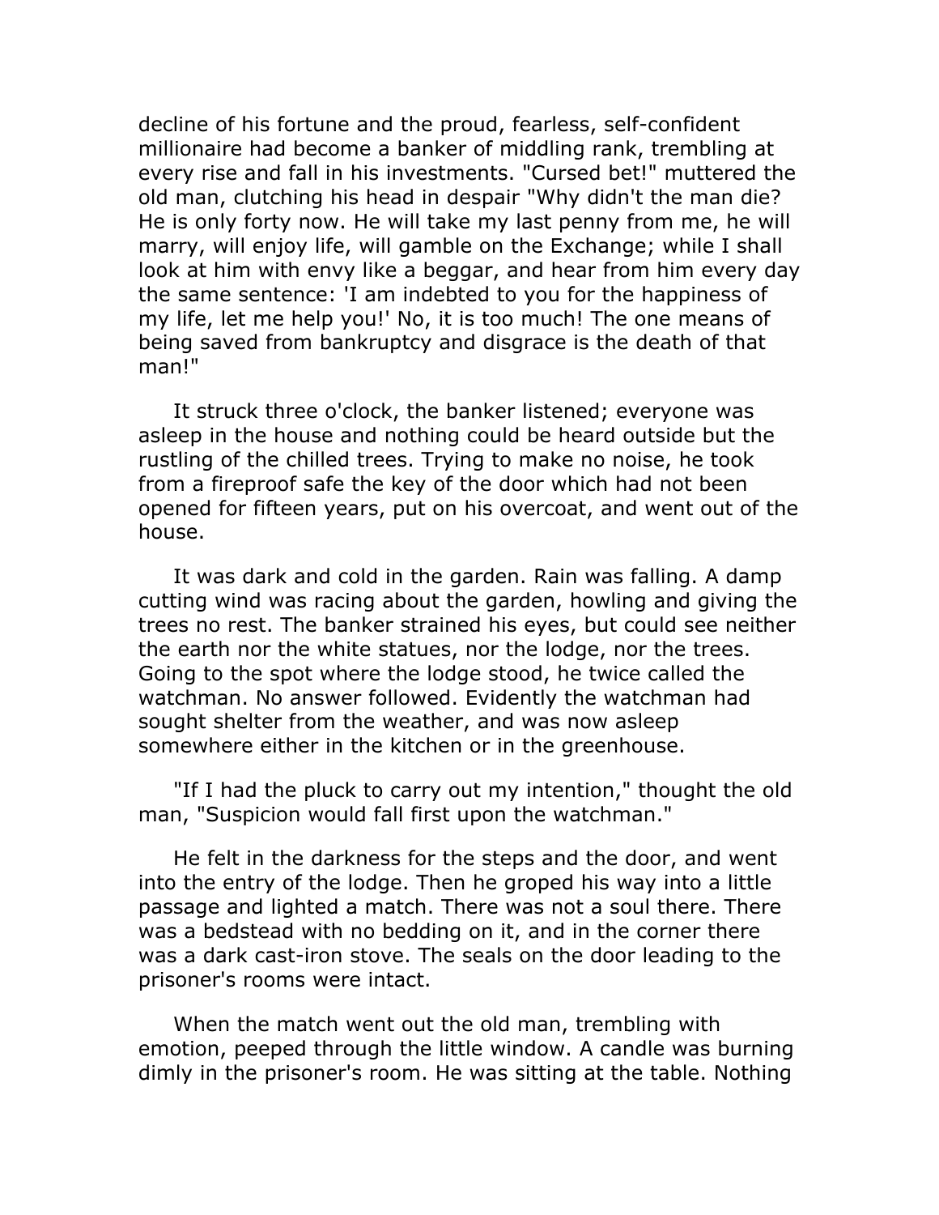decline of his fortune and the proud, fearless, self-confident millionaire had become a banker of middling rank, trembling at every rise and fall in his investments. "Cursed bet!" muttered the old man, clutching his head in despair "Why didn't the man die? He is only forty now. He will take my last penny from me, he will marry, will enjoy life, will gamble on the Exchange; while I shall look at him with envy like a beggar, and hear from him every day the same sentence: 'I am indebted to you for the happiness of my life, let me help you!' No, it is too much! The one means of being saved from bankruptcy and disgrace is the death of that man!"

It struck three o'clock, the banker listened; everyone was asleep in the house and nothing could be heard outside but the rustling of the chilled trees. Trying to make no noise, he took from a fireproof safe the key of the door which had not been opened for fifteen years, put on his overcoat, and went out of the house.

It was dark and cold in the garden. Rain was falling. A damp cutting wind was racing about the garden, howling and giving the trees no rest. The banker strained his eyes, but could see neither the earth nor the white statues, nor the lodge, nor the trees. Going to the spot where the lodge stood, he twice called the watchman. No answer followed. Evidently the watchman had sought shelter from the weather, and was now asleep somewhere either in the kitchen or in the greenhouse.

"If I had the pluck to carry out my intention," thought the old man, "Suspicion would fall first upon the watchman."

He felt in the darkness for the steps and the door, and went into the entry of the lodge. Then he groped his way into a little passage and lighted a match. There was not a soul there. There was a bedstead with no bedding on it, and in the corner there was a dark cast-iron stove. The seals on the door leading to the prisoner's rooms were intact.

When the match went out the old man, trembling with emotion, peeped through the little window. A candle was burning dimly in the prisoner's room. He was sitting at the table. Nothing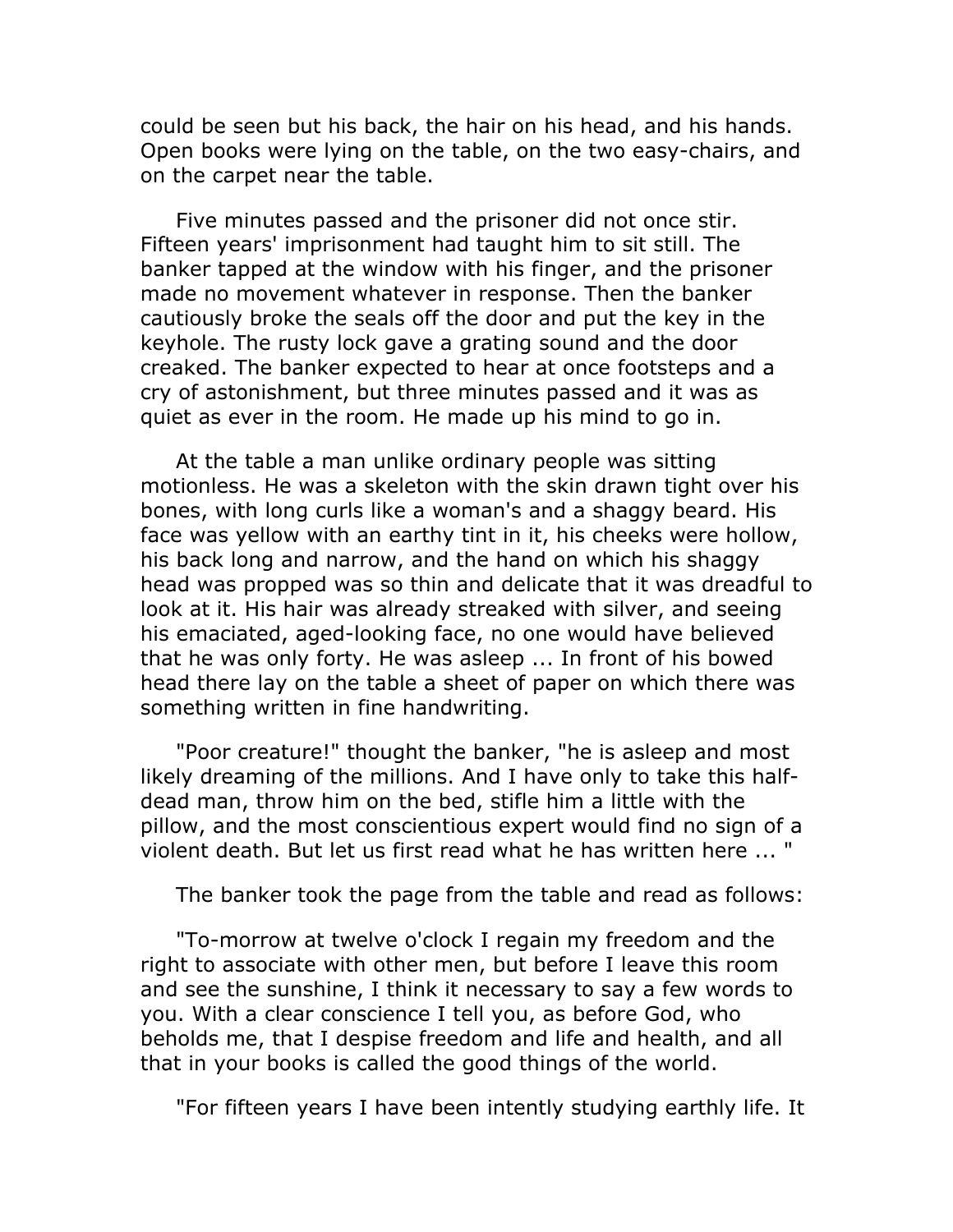could be seen but his back, the hair on his head, and his hands. Open books were lying on the table, on the two easy-chairs, and on the carpet near the table.

Five minutes passed and the prisoner did not once stir. Fifteen years' imprisonment had taught him to sit still. The banker tapped at the window with his finger, and the prisoner made no movement whatever in response. Then the banker cautiously broke the seals off the door and put the key in the keyhole. The rusty lock gave a grating sound and the door creaked. The banker expected to hear at once footsteps and a cry of astonishment, but three minutes passed and it was as quiet as ever in the room. He made up his mind to go in.

At the table a man unlike ordinary people was sitting motionless. He was a skeleton with the skin drawn tight over his bones, with long curls like a woman's and a shaggy beard. His face was yellow with an earthy tint in it, his cheeks were hollow, his back long and narrow, and the hand on which his shaggy head was propped was so thin and delicate that it was dreadful to look at it. His hair was already streaked with silver, and seeing his emaciated, aged-looking face, no one would have believed that he was only forty. He was asleep ... In front of his bowed head there lay on the table a sheet of paper on which there was something written in fine handwriting.

"Poor creature!" thought the banker, "he is asleep and most likely dreaming of the millions. And I have only to take this half-dead man, throw him on the bed, stifle him a little with the pillow, and the most conscientious expert would find no sign of a violent death. But let us first read what he has written here ... "

The banker took the page from the table and read as follows:

"To-morrow at twelve o'clock I regain my freedom and the right to associate with other men, but before I leave this room and see the sunshine, I think it necessary to say a few words to you. With a clear conscience I tell you, as before God, who beholds me, that I despise freedom and life and health, and all that in your books is called the good things of the world.

"For fifteen years I have been intently studying earthly life. It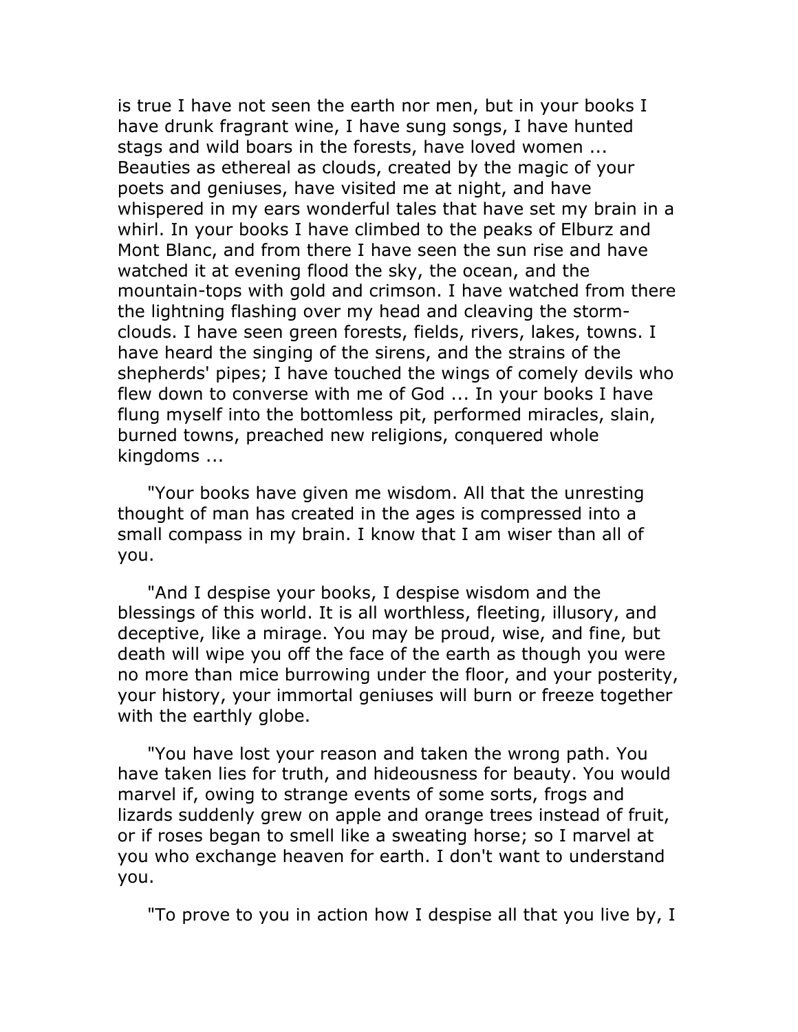is true I have not seen the earth nor men, but in your books I have drunk fragrant wine, I have sung songs, I have hunted stags and wild boars in the forests, have loved women ... Beauties as ethereal as clouds, created by the magic of your poets and geniuses, have visited me at night, and have whispered in my ears wonderful tales that have set my brain in a whirl. In your books I have climbed to the peaks of Elburz and Mont Blanc, and from there I have seen the sun rise and have watched it at evening flood the sky, the ocean, and the mountain-tops with gold and crimson. I have watched from there the lightning flashing over my head and cleaving the storm-clouds. I have seen green forests, fields, rivers, lakes, towns. I have heard the singing of the sirens, and the strains of the shepherds' pipes; I have touched the wings of comely devils who flew down to converse with me of God ... In your books I have flung myself into the bottomless pit, performed miracles, slain, burned towns, preached new religions, conquered whole kingdoms ...

"Your books have given me wisdom. All that the unresting thought of man has created in the ages is compressed into a small compass in my brain. I know that I am wiser than all of you.

"And I despise your books, I despise wisdom and the blessings of this world. It is all worthless, fleeting, illusory, and deceptive, like a mirage. You may be proud, wise, and fine, but death will wipe you off the face of the earth as though you were no more than mice burrowing under the floor, and your posterity, your history, your immortal geniuses will burn or freeze together with the earthly globe.

"You have lost your reason and taken the wrong path. You have taken lies for truth, and hideousness for beauty. You would marvel if, owing to strange events of some sorts, frogs and lizards suddenly grew on apple and orange trees instead of fruit, or if roses began to smell like a sweating horse; so I marvel at you who exchange heaven for earth. I don't want to understand you.

"To prove to you in action how I despise all that you live by, I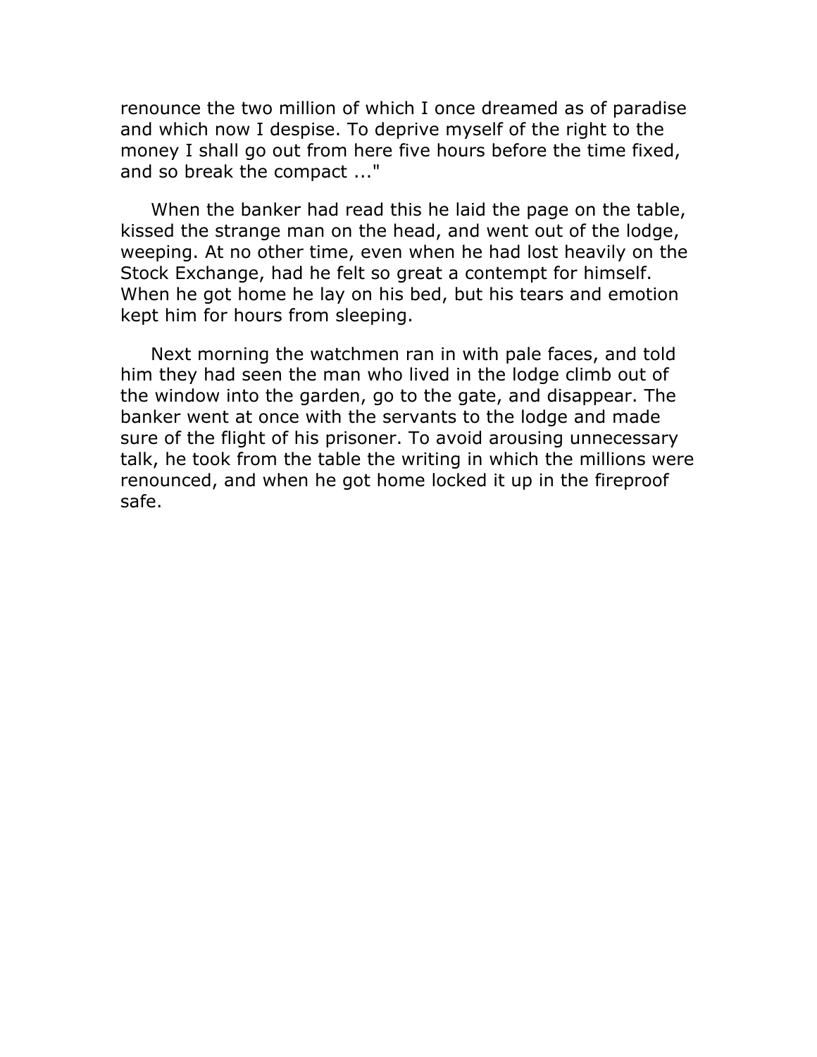renounce the two million of which I once dreamed as of paradise and which now I despise. To deprive myself of the right to the money I shall go out from here five hours before the time fixed, and so break the compact ..."

When the banker had read this he laid the page on the table, kissed the strange man on the head, and went out of the lodge, weeping. At no other time, even when he had lost heavily on the Stock Exchange, had he felt so great a contempt for himself. When he got home he lay on his bed, but his tears and emotion kept him for hours from sleeping.

Next morning the watchmen ran in with pale faces, and told him they had seen the man who lived in the lodge climb out of the window into the garden, go to the gate, and disappear. The banker went at once with the servants to the lodge and made sure of the flight of his prisoner. To avoid arousing unnecessary talk, he took from the table the writing in which the millions were renounced, and when he got home locked it up in the fireproof safe.